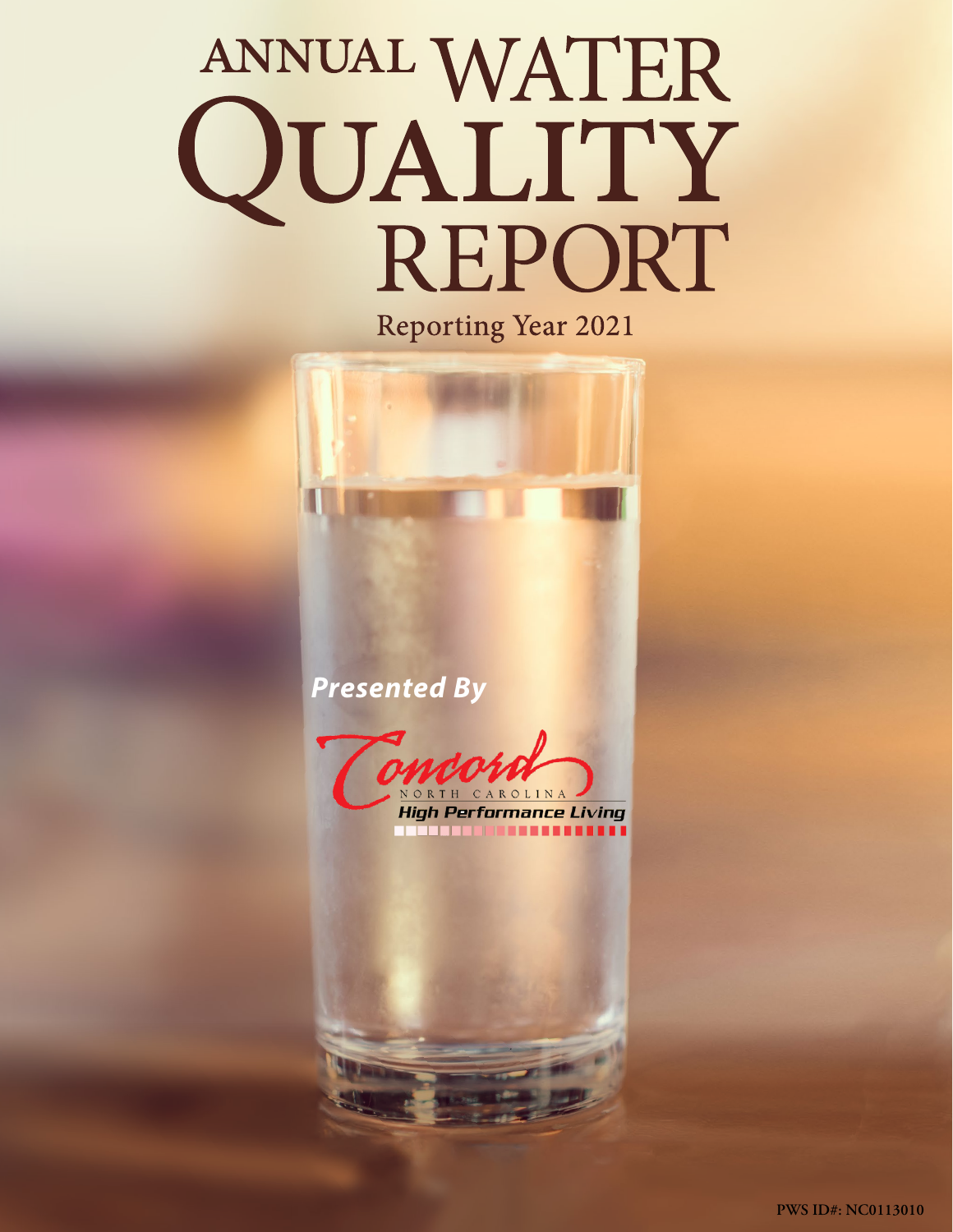# ANNUAL WATER QUALITY REPORT

Reporting Year 2021

*Presented By*

**Concord**
NORTH CAROLINA
*High Performance Living*

**PWS ID#: NC0113010**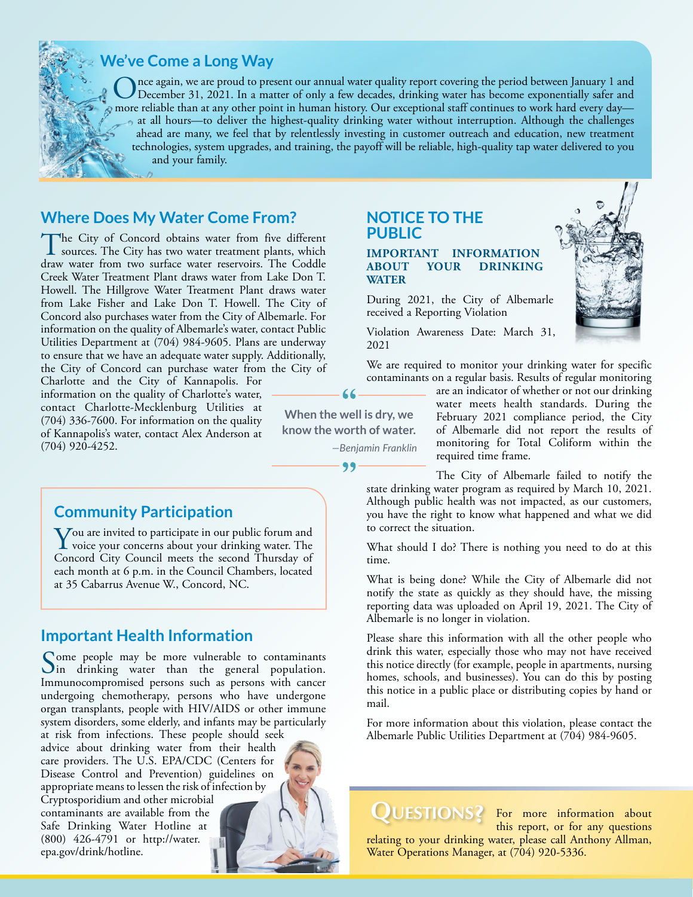## We've Come a Long Way

Once again, we are proud to present our annual water quality report covering the period between January 1 and December 31, 2021. In a matter of only a few decades, drinking water has become exponentially safer and more reliable than at any other point in human history. Our exceptional staff continues to work hard every day—at all hours—to deliver the highest-quality drinking water without interruption. Although the challenges ahead are many, we feel that by relentlessly investing in customer outreach and education, new treatment technologies, system upgrades, and training, the payoff will be reliable, high-quality tap water delivered to you and your family.

## Where Does My Water Come From?

The City of Concord obtains water from five different sources. The City has two water treatment plants, which draw water from two surface water reservoirs. The Coddle Creek Water Treatment Plant draws water from Lake Don T. Howell. The Hillgrove Water Treatment Plant draws water from Lake Fisher and Lake Don T. Howell. The City of Concord also purchases water from the City of Albemarle. For information on the quality of Albemarle's water, contact Public Utilities Department at (704) 984-9605. Plans are underway to ensure that we have an adequate water supply. Additionally, the City of Concord can purchase water from the City of Charlotte and the City of Kannapolis. For information on the quality of Charlotte's water, contact Charlotte-Mecklenburg Utilities at (704) 336-7600. For information on the quality of Kannapolis's water, contact Alex Anderson at (704) 920-4252.

> "When the well is dry, we know the worth of water."
>
> *—Benjamin Franklin*

## Community Participation

You are invited to participate in our public forum and voice your concerns about your drinking water. The Concord City Council meets the second Thursday of each month at 6 p.m. in the Council Chambers, located at 35 Cabarrus Avenue W., Concord, NC.

## Important Health Information

Some people may be more vulnerable to contaminants in drinking water than the general population. Immunocompromised persons such as persons with cancer undergoing chemotherapy, persons who have undergone organ transplants, people with HIV/AIDS or other immune system disorders, some elderly, and infants may be particularly at risk from infections. These people should seek advice about drinking water from their health care providers. The U.S. EPA/CDC (Centers for Disease Control and Prevention) guidelines on appropriate means to lessen the risk of infection by Cryptosporidium and other microbial contaminants are available from the Safe Drinking Water Hotline at (800) 426-4791 or http://water.epa.gov/drink/hotline.

## NOTICE TO THE PUBLIC

### IMPORTANT INFORMATION ABOUT YOUR DRINKING WATER

During 2021, the City of Albemarle received a Reporting Violation

Violation Awareness Date: March 31, 2021

We are required to monitor your drinking water for specific contaminants on a regular basis. Results of regular monitoring are an indicator of whether or not our drinking water meets health standards. During the February 2021 compliance period, the City of Albemarle did not report the results of monitoring for Total Coliform within the required time frame.

The City of Albemarle failed to notify the state drinking water program as required by March 10, 2021. Although public health was not impacted, as our customers, you have the right to know what happened and what we did to correct the situation.

What should I do? There is nothing you need to do at this time.

What is being done? While the City of Albemarle did not notify the state as quickly as they should have, the missing reporting data was uploaded on April 19, 2021. The City of Albemarle is no longer in violation.

Please share this information with all the other people who drink this water, especially those who may not have received this notice directly (for example, people in apartments, nursing homes, schools, and businesses). You can do this by posting this notice in a public place or distributing copies by hand or mail.

For more information about this violation, please contact the Albemarle Public Utilities Department at (704) 984-9605.

## QUESTIONS?

For more information about this report, or for any questions relating to your drinking water, please call Anthony Allman, Water Operations Manager, at (704) 920-5336.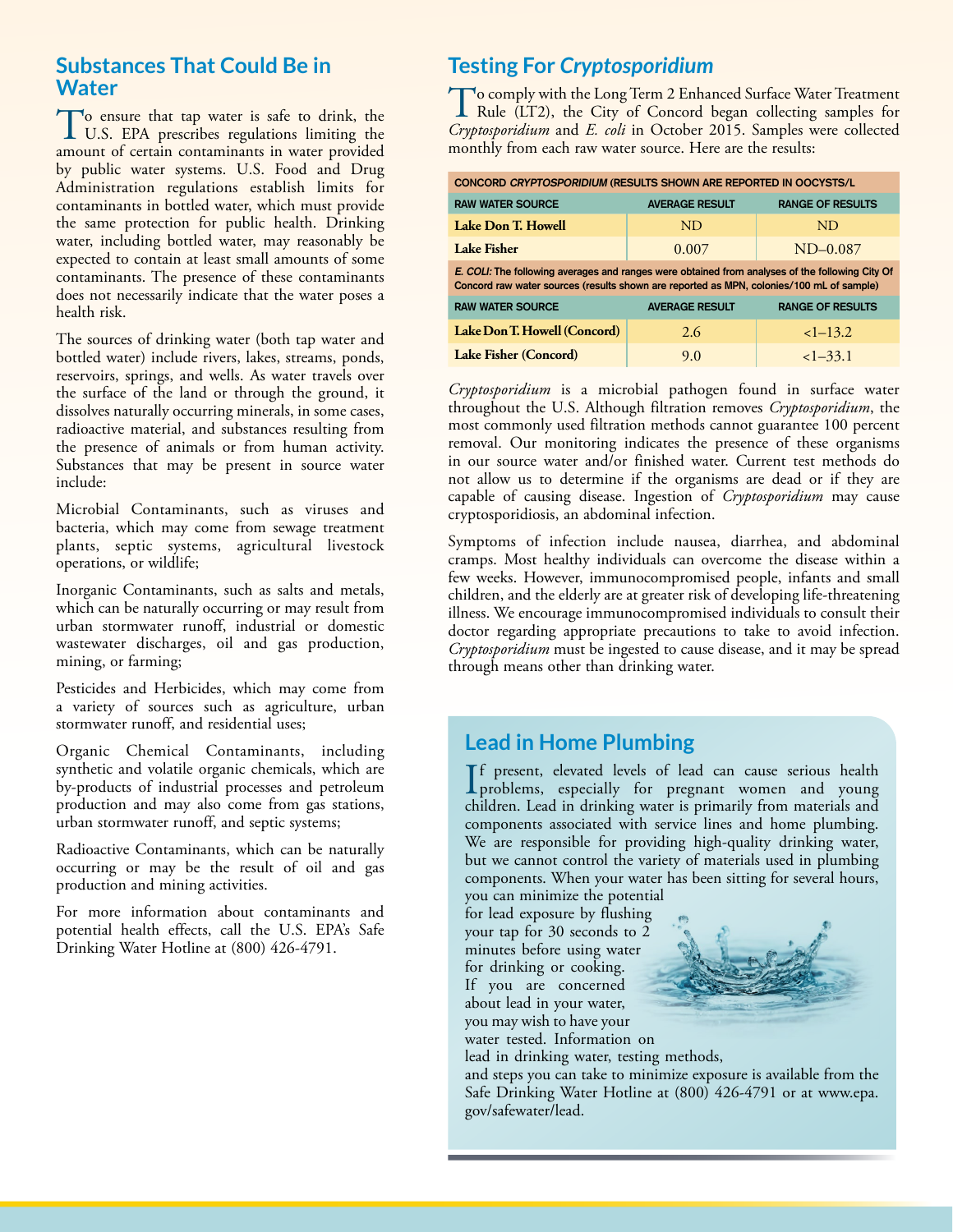## Substances That Could Be in Water

To ensure that tap water is safe to drink, the U.S. EPA prescribes regulations limiting the amount of certain contaminants in water provided by public water systems. U.S. Food and Drug Administration regulations establish limits for contaminants in bottled water, which must provide the same protection for public health. Drinking water, including bottled water, may reasonably be expected to contain at least small amounts of some contaminants. The presence of these contaminants does not necessarily indicate that the water poses a health risk.

The sources of drinking water (both tap water and bottled water) include rivers, lakes, streams, ponds, reservoirs, springs, and wells. As water travels over the surface of the land or through the ground, it dissolves naturally occurring minerals, in some cases, radioactive material, and substances resulting from the presence of animals or from human activity. Substances that may be present in source water include:

Microbial Contaminants, such as viruses and bacteria, which may come from sewage treatment plants, septic systems, agricultural livestock operations, or wildlife;

Inorganic Contaminants, such as salts and metals, which can be naturally occurring or may result from urban stormwater runoff, industrial or domestic wastewater discharges, oil and gas production, mining, or farming;

Pesticides and Herbicides, which may come from a variety of sources such as agriculture, urban stormwater runoff, and residential uses;

Organic Chemical Contaminants, including synthetic and volatile organic chemicals, which are by-products of industrial processes and petroleum production and may also come from gas stations, urban stormwater runoff, and septic systems;

Radioactive Contaminants, which can be naturally occurring or may be the result of oil and gas production and mining activities.

For more information about contaminants and potential health effects, call the U.S. EPA's Safe Drinking Water Hotline at (800) 426-4791.

## Testing For *Cryptosporidium*

To comply with the Long Term 2 Enhanced Surface Water Treatment Rule (LT2), the City of Concord began collecting samples for *Cryptosporidium* and *E. coli* in October 2015. Samples were collected monthly from each raw water source. Here are the results:

| CONCORD *CRYPTOSPORIDIUM* (RESULTS SHOWN ARE REPORTED IN OOCYSTS/L | | |
|---|---|---|
| RAW WATER SOURCE | AVERAGE RESULT | RANGE OF RESULTS |
| **Lake Don T. Howell** | ND | ND |
| **Lake Fisher** | 0.007 | ND–0.087 |

| *E. COLI:* The following averages and ranges were obtained from analyses of the following City Of Concord raw water sources (results shown are reported as MPN, colonies/100 mL of sample) | | |
|---|---|---|
| RAW WATER SOURCE | AVERAGE RESULT | RANGE OF RESULTS |
| **Lake Don T. Howell (Concord)** | 2.6 | <1–13.2 |
| **Lake Fisher (Concord)** | 9.0 | <1–33.1 |

*Cryptosporidium* is a microbial pathogen found in surface water throughout the U.S. Although filtration removes *Cryptosporidium*, the most commonly used filtration methods cannot guarantee 100 percent removal. Our monitoring indicates the presence of these organisms in our source water and/or finished water. Current test methods do not allow us to determine if the organisms are dead or if they are capable of causing disease. Ingestion of *Cryptosporidium* may cause cryptosporidiosis, an abdominal infection.

Symptoms of infection include nausea, diarrhea, and abdominal cramps. Most healthy individuals can overcome the disease within a few weeks. However, immunocompromised people, infants and small children, and the elderly are at greater risk of developing life-threatening illness. We encourage immunocompromised individuals to consult their doctor regarding appropriate precautions to take to avoid infection. *Cryptosporidium* must be ingested to cause disease, and it may be spread through means other than drinking water.

## Lead in Home Plumbing

If present, elevated levels of lead can cause serious health problems, especially for pregnant women and young children. Lead in drinking water is primarily from materials and components associated with service lines and home plumbing. We are responsible for providing high-quality drinking water, but we cannot control the variety of materials used in plumbing components. When your water has been sitting for several hours, you can minimize the potential for lead exposure by flushing your tap for 30 seconds to 2 minutes before using water for drinking or cooking. If you are concerned about lead in your water, you may wish to have your water tested. Information on lead in drinking water, testing methods, and steps you can take to minimize exposure is available from the Safe Drinking Water Hotline at (800) 426-4791 or at www.epa.gov/safewater/lead.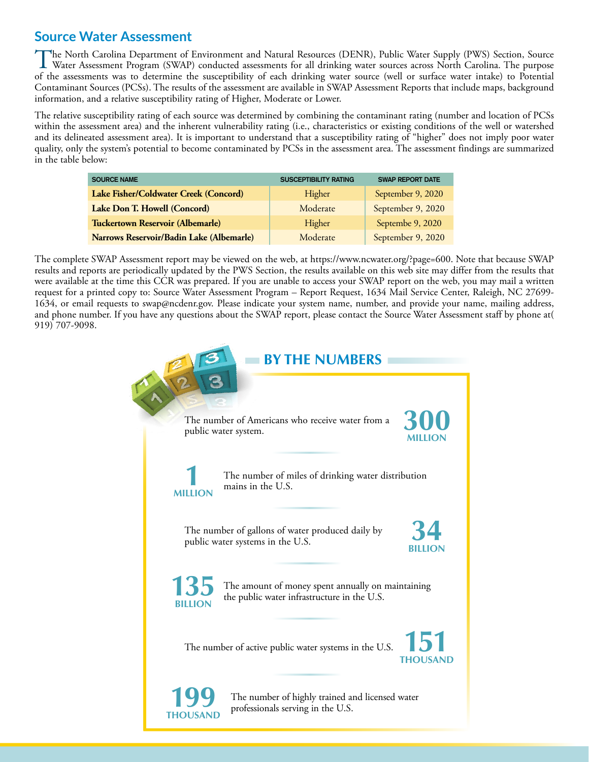## Source Water Assessment

The North Carolina Department of Environment and Natural Resources (DENR), Public Water Supply (PWS) Section, Source Water Assessment Program (SWAP) conducted assessments for all drinking water sources across North Carolina. The purpose of the assessments was to determine the susceptibility of each drinking water source (well or surface water intake) to Potential Contaminant Sources (PCSs). The results of the assessment are available in SWAP Assessment Reports that include maps, background information, and a relative susceptibility rating of Higher, Moderate or Lower.

The relative susceptibility rating of each source was determined by combining the contaminant rating (number and location of PCSs within the assessment area) and the inherent vulnerability rating (i.e., characteristics or existing conditions of the well or watershed and its delineated assessment area). It is important to understand that a susceptibility rating of "higher" does not imply poor water quality, only the system's potential to become contaminated by PCSs in the assessment area. The assessment findings are summarized in the table below:

| SOURCE NAME | SUSCEPTIBILITY RATING | SWAP REPORT DATE |
|---|---|---|
| **Lake Fisher/Coldwater Creek (Concord)** | Higher | September 9, 2020 |
| **Lake Don T. Howell (Concord)** | Moderate | September 9, 2020 |
| **Tuckertown Reservoir (Albemarle)** | Higher | Septembe 9, 2020 |
| **Narrows Reservoir/Badin Lake (Albemarle)** | Moderate | September 9, 2020 |

The complete SWAP Assessment report may be viewed on the web, at https://www.ncwater.org/?page=600. Note that because SWAP results and reports are periodically updated by the PWS Section, the results available on this web site may differ from the results that were available at the time this CCR was prepared. If you are unable to access your SWAP report on the web, you may mail a written request for a printed copy to: Source Water Assessment Program – Report Request, 1634 Mail Service Center, Raleigh, NC 27699-1634, or email requests to swap@ncdenr.gov. Please indicate your system name, number, and provide your name, mailing address, and phone number. If you have any questions about the SWAP report, please contact the Source Water Assessment staff by phone at( 919) 707-9098.

## BY THE NUMBERS

**300 MILLION** — The number of Americans who receive water from a public water system.

**1 MILLION** — The number of miles of drinking water distribution mains in the U.S.

**34 BILLION** — The number of gallons of water produced daily by public water systems in the U.S.

**135 BILLION** — The amount of money spent annually on maintaining the public water infrastructure in the U.S.

**151 THOUSAND** — The number of active public water systems in the U.S.

**199 THOUSAND** — The number of highly trained and licensed water professionals serving in the U.S.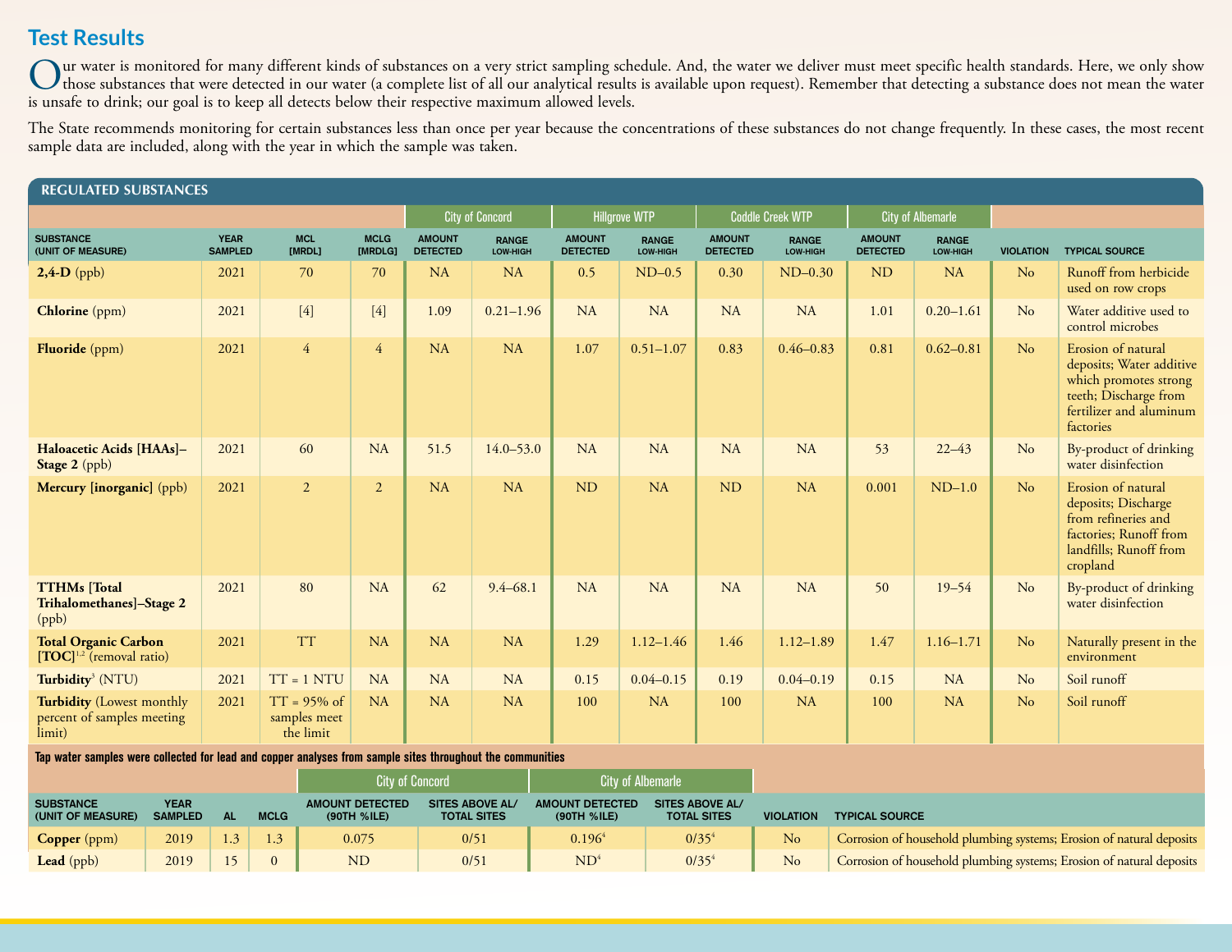# Test Results

Our water is monitored for many different kinds of substances on a very strict sampling schedule. And, the water we deliver must meet specific health standards. Here, we only show those substances that were detected in our water (a complete list of all our analytical results is available upon request). Remember that detecting a substance does not mean the water is unsafe to drink; our goal is to keep all detects below their respective maximum allowed levels.

The State recommends monitoring for certain substances less than once per year because the concentrations of these substances do not change frequently. In these cases, the most recent sample data are included, along with the year in which the sample was taken.

## REGULATED SUBSTANCES

| | | | | City of Concord | | Hillgrove WTP | | Coddle Creek WTP | | City of Albemarle | | | |
|---|---|---|---|---|---|---|---|---|---|---|---|---|---|
| SUBSTANCE (UNIT OF MEASURE) | YEAR SAMPLED | MCL [MRDL] | MCLG [MRDLG] | AMOUNT DETECTED | RANGE LOW-HIGH | AMOUNT DETECTED | RANGE LOW-HIGH | AMOUNT DETECTED | RANGE LOW-HIGH | AMOUNT DETECTED | RANGE LOW-HIGH | VIOLATION | TYPICAL SOURCE |
| **2,4-D** (ppb) | 2021 | 70 | 70 | NA | NA | 0.5 | ND–0.5 | 0.30 | ND–0.30 | ND | NA | No | Runoff from herbicide used on row crops |
| **Chlorine** (ppm) | 2021 | [4] | [4] | 1.09 | 0.21–1.96 | NA | NA | NA | NA | 1.01 | 0.20–1.61 | No | Water additive used to control microbes |
| **Fluoride** (ppm) | 2021 | 4 | 4 | NA | NA | 1.07 | 0.51–1.07 | 0.83 | 0.46–0.83 | 0.81 | 0.62–0.81 | No | Erosion of natural deposits; Water additive which promotes strong teeth; Discharge from fertilizer and aluminum factories |
| **Haloacetic Acids [HAAs]–Stage 2** (ppb) | 2021 | 60 | NA | 51.5 | 14.0–53.0 | NA | NA | NA | NA | 53 | 22–43 | No | By-product of drinking water disinfection |
| **Mercury [inorganic]** (ppb) | 2021 | 2 | 2 | NA | NA | ND | NA | ND | NA | 0.001 | ND–1.0 | No | Erosion of natural deposits; Discharge from refineries and factories; Runoff from landfills; Runoff from cropland |
| **TTHMs [Total Trihalomethanes]–Stage 2** (ppb) | 2021 | 80 | NA | 62 | 9.4–68.1 | NA | NA | NA | NA | 50 | 19–54 | No | By-product of drinking water disinfection |
| **Total Organic Carbon [TOC]**[1,2] (removal ratio) | 2021 | TT | NA | NA | NA | 1.29 | 1.12–1.46 | 1.46 | 1.12–1.89 | 1.47 | 1.16–1.71 | No | Naturally present in the environment |
| **Turbidity**[3] (NTU) | 2021 | TT = 1 NTU | NA | NA | NA | 0.15 | 0.04–0.15 | 0.19 | 0.04–0.19 | 0.15 | NA | No | Soil runoff |
| **Turbidity** (Lowest monthly percent of samples meeting limit) | 2021 | TT = 95% of samples meet the limit | NA | NA | NA | 100 | NA | 100 | NA | 100 | NA | No | Soil runoff |

Tap water samples were collected for lead and copper analyses from sample sites throughout the communities

| | | | | City of Concord | | City of Albemarle | | | |
|---|---|---|---|---|---|---|---|---|---|
| SUBSTANCE (UNIT OF MEASURE) | YEAR SAMPLED | AL | MCLG | AMOUNT DETECTED (90TH %ILE) | SITES ABOVE AL/ TOTAL SITES | AMOUNT DETECTED (90TH %ILE) | SITES ABOVE AL/ TOTAL SITES | VIOLATION | TYPICAL SOURCE |
| **Copper** (ppm) | 2019 | 1.3 | 1.3 | 0.075 | 0/51 | 0.196[4] | 0/35[4] | No | Corrosion of household plumbing systems; Erosion of natural deposits |
| **Lead** (ppb) | 2019 | 15 | 0 | ND | 0/51 | ND[4] | 0/35[4] | No | Corrosion of household plumbing systems; Erosion of natural deposits |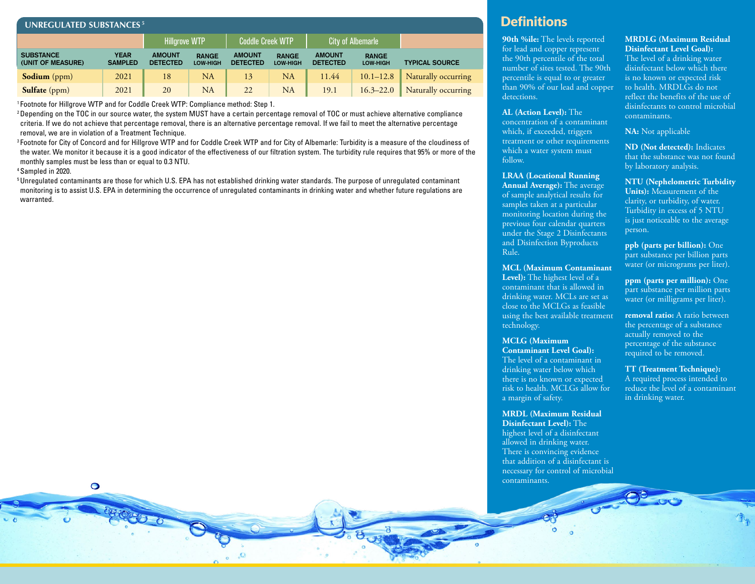## UNREGULATED SUBSTANCES [5]

| | | Hillgrove WTP | | Coddle Creek WTP | | City of Albemarle | | |
|---|---|---|---|---|---|---|---|---|
| SUBSTANCE (UNIT OF MEASURE) | YEAR SAMPLED | AMOUNT DETECTED | RANGE LOW-HIGH | AMOUNT DETECTED | RANGE LOW-HIGH | AMOUNT DETECTED | RANGE LOW-HIGH | TYPICAL SOURCE |
| **Sodium** (ppm) | 2021 | 18 | NA | 13 | NA | 11.44 | 10.1–12.8 | Naturally occurring |
| **Sulfate** (ppm) | 2021 | 20 | NA | 22 | NA | 19.1 | 16.3–22.0 | Naturally occurring |

[1] Footnote for Hillgrove WTP and for Coddle Creek WTP: Compliance method: Step 1.

[2] Depending on the TOC in our source water, the system MUST have a certain percentage removal of TOC or must achieve alternative compliance criteria. If we do not achieve that percentage removal, there is an alternative percentage removal. If we fail to meet the alternative percentage removal, we are in violation of a Treatment Technique.

[3] Footnote for City of Concord and for Hillgrove WTP and for Coddle Creek WTP and for City of Albemarle: Turbidity is a measure of the cloudiness of the water. We monitor it because it is a good indicator of the effectiveness of our filtration system. The turbidity rule requires that 95% or more of the monthly samples must be less than or equal to 0.3 NTU.

[4] Sampled in 2020.

[5] Unregulated contaminants are those for which U.S. EPA has not established drinking water standards. The purpose of unregulated contaminant monitoring is to assist U.S. EPA in determining the occurrence of unregulated contaminants in drinking water and whether future regulations are warranted.

## Definitions

**90th %ile:** The levels reported for lead and copper represent the 90th percentile of the total number of sites tested. The 90th percentile is equal to or greater than 90% of our lead and copper detections.

**AL (Action Level):** The concentration of a contaminant which, if exceeded, triggers treatment or other requirements which a water system must follow.

**LRAA (Locational Running Annual Average):** The average of sample analytical results for samples taken at a particular monitoring location during the previous four calendar quarters under the Stage 2 Disinfectants and Disinfection Byproducts Rule.

**MCL (Maximum Contaminant Level):** The highest level of a contaminant that is allowed in drinking water. MCLs are set as close to the MCLGs as feasible using the best available treatment technology.

**MCLG (Maximum Contaminant Level Goal):** The level of a contaminant in drinking water below which there is no known or expected risk to health. MCLGs allow for a margin of safety.

**MRDL (Maximum Residual Disinfectant Level):** The highest level of a disinfectant allowed in drinking water. There is convincing evidence that addition of a disinfectant is necessary for control of microbial contaminants.

**MRDLG (Maximum Residual Disinfectant Level Goal):** The level of a drinking water disinfectant below which there is no known or expected risk to health. MRDLGs do not reflect the benefits of the use of disinfectants to control microbial contaminants.

**NA:** Not applicable

**ND (Not detected):** Indicates that the substance was not found by laboratory analysis.

**NTU (Nephelometric Turbidity Units):** Measurement of the clarity, or turbidity, of water. Turbidity in excess of 5 NTU is just noticeable to the average person.

**ppb (parts per billion):** One part substance per billion parts water (or micrograms per liter).

**ppm (parts per million):** One part substance per million parts water (or milligrams per liter).

**removal ratio:** A ratio between the percentage of a substance actually removed to the percentage of the substance required to be removed.

**TT (Treatment Technique):** A required process intended to reduce the level of a contaminant in drinking water.